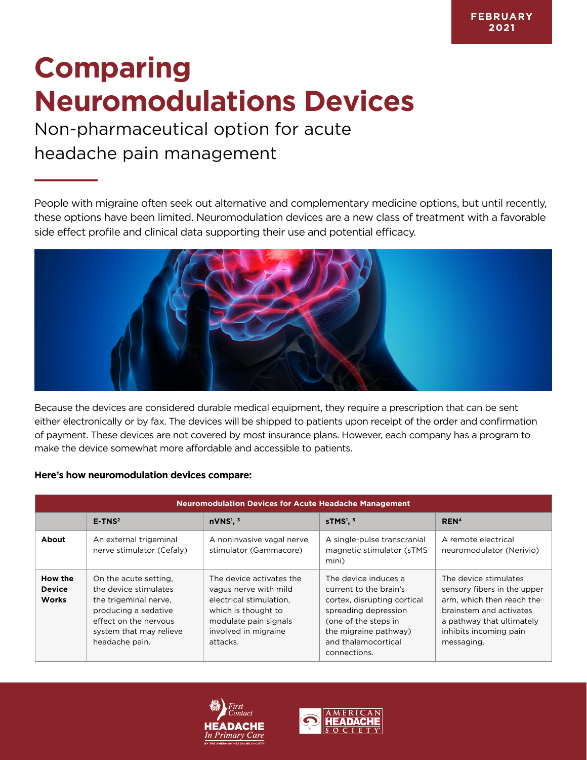FEBRUARY 2021

# Comparing Neuromodulations Devices

## Non-pharmaceutical option for acute headache pain management

People with migraine often seek out alternative and complementary medicine options, but until recently, these options have been limited. Neuromodulation devices are a new class of treatment with a favorable side effect profile and clinical data supporting their use and potential efficacy.

Because the devices are considered durable medical equipment, they require a prescription that can be sent either electronically or by fax. The devices will be shipped to patients upon receipt of the order and confirmation of payment. These devices are not covered by most insurance plans. However, each company has a program to make the device somewhat more affordable and accessible to patients.

**Here's how neuromodulation devices compare:**

| Neuromodulation Devices for Acute Headache Management | | | | |
|---|---|---|---|---|
| | **E-TNS[2]** | **nVNS[1, 3]** | **sTMS[1, 5]** | **REN[4]** |
| **About** | An external trigeminal nerve stimulator (Cefaly) | A noninvasive vagal nerve stimulator (Gammacore) | A single-pulse transcranial magnetic stimulator (sTMS mini) | A remote electrical neuromodulator (Nerivio) |
| **How the Device Works** | On the acute setting, the device stimulates the trigeminal nerve, producing a sedative effect on the nervous system that may relieve headache pain. | The device activates the vagus nerve with mild electrical stimulation, which is thought to modulate pain signals involved in migraine attacks. | The device induces a current to the brain's cortex, disrupting cortical spreading depression (one of the steps in the migraine pathway) and thalamocortical connections. | The device stimulates sensory fibers in the upper arm, which then reach the brainstem and activates a pathway that ultimately inhibits incoming pain messaging. |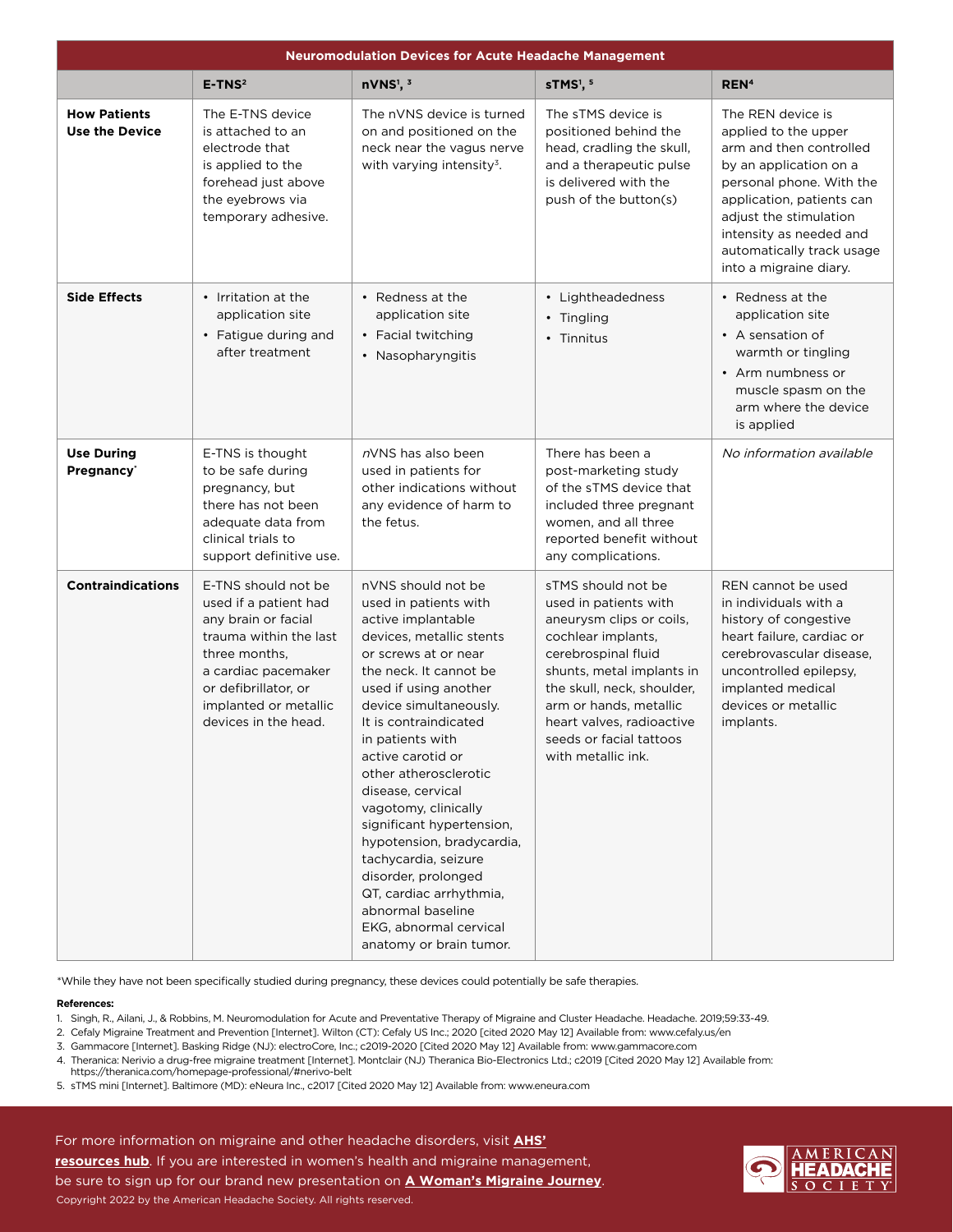| Neuromodulation Devices for Acute Headache Management | | | | |
|---|---|---|---|---|
| | **E-TNS[2]** | **nVNS[1, 3]** | **sTMS[1, 5]** | **REN[4]** |
| **How Patients Use the Device** | The E-TNS device is attached to an electrode that is applied to the forehead just above the eyebrows via temporary adhesive. | The nVNS device is turned on and positioned on the neck near the vagus nerve with varying intensity[3]. | The sTMS device is positioned behind the head, cradling the skull, and a therapeutic pulse is delivered with the push of the button(s) | The REN device is applied to the upper arm and then controlled by an application on a personal phone. With the application, patients can adjust the stimulation intensity as needed and automatically track usage into a migraine diary. |
| **Side Effects** | • Irritation at the application site<br>• Fatigue during and after treatment | • Redness at the application site<br>• Facial twitching<br>• Nasopharyngitis | • Lightheadedness<br>• Tingling<br>• Tinnitus | • Redness at the application site<br>• A sensation of warmth or tingling<br>• Arm numbness or muscle spasm on the arm where the device is applied |
| **Use During Pregnancy*** | E-TNS is thought to be safe during pregnancy, but there has not been adequate data from clinical trials to support definitive use. | *n*VNS has also been used in patients for other indications without any evidence of harm to the fetus. | There has been a post-marketing study of the sTMS device that included three pregnant women, and all three reported benefit without any complications. | *No information available* |
| **Contraindications** | E-TNS should not be used if a patient had any brain or facial trauma within the last three months, a cardiac pacemaker or defibrillator, or implanted or metallic devices in the head. | nVNS should not be used in patients with active implantable devices, metallic stents or screws at or near the neck. It cannot be used if using another device simultaneously. It is contraindicated in patients with active carotid or other atherosclerotic disease, cervical vagotomy, clinically significant hypertension, hypotension, bradycardia, tachycardia, seizure disorder, prolonged QT, cardiac arrhythmia, abnormal baseline EKG, abnormal cervical anatomy or brain tumor. | sTMS should not be used in patients with aneurysm clips or coils, cochlear implants, cerebrospinal fluid shunts, metal implants in the skull, neck, shoulder, arm or hands, metallic heart valves, radioactive seeds or facial tattoos with metallic ink. | REN cannot be used in individuals with a history of congestive heart failure, cardiac or cerebrovascular disease, uncontrolled epilepsy, implanted medical devices or metallic implants. |

*While they have not been specifically studied during pregnancy, these devices could potentially be safe therapies.

**References:**

1. Singh, R., Ailani, J., & Robbins, M. Neuromodulation for Acute and Preventative Therapy of Migraine and Cluster Headache. Headache. 2019;59:33-49.
2. Cefaly Migraine Treatment and Prevention [Internet]. Wilton (CT): Cefaly US Inc.; 2020 [cited 2020 May 12] Available from: www.cefaly.us/en
3. Gammacore [Internet]. Basking Ridge (NJ): electroCore, Inc.; c2019-2020 [Cited 2020 May 12] Available from: www.gammacore.com
4. Theranica: Nerivio a drug-free migraine treatment [Internet]. Montclair (NJ) Theranica Bio-Electronics Ltd.; c2019 [Cited 2020 May 12] Available from: https://theranica.com/homepage-professional/#nerivio-belt
5. sTMS mini [Internet]. Baltimore (MD): eNeura Inc., c2017 [Cited 2020 May 12] Available from: www.eneura.com

For more information on migraine and other headache disorders, visit **AHS' resources hub**. If you are interested in women's health and migraine management, be sure to sign up for our brand new presentation on **A Woman's Migraine Journey**.

Copyright 2022 by the American Headache Society. All rights reserved.

AMERICAN HEADACHE SOCIETY